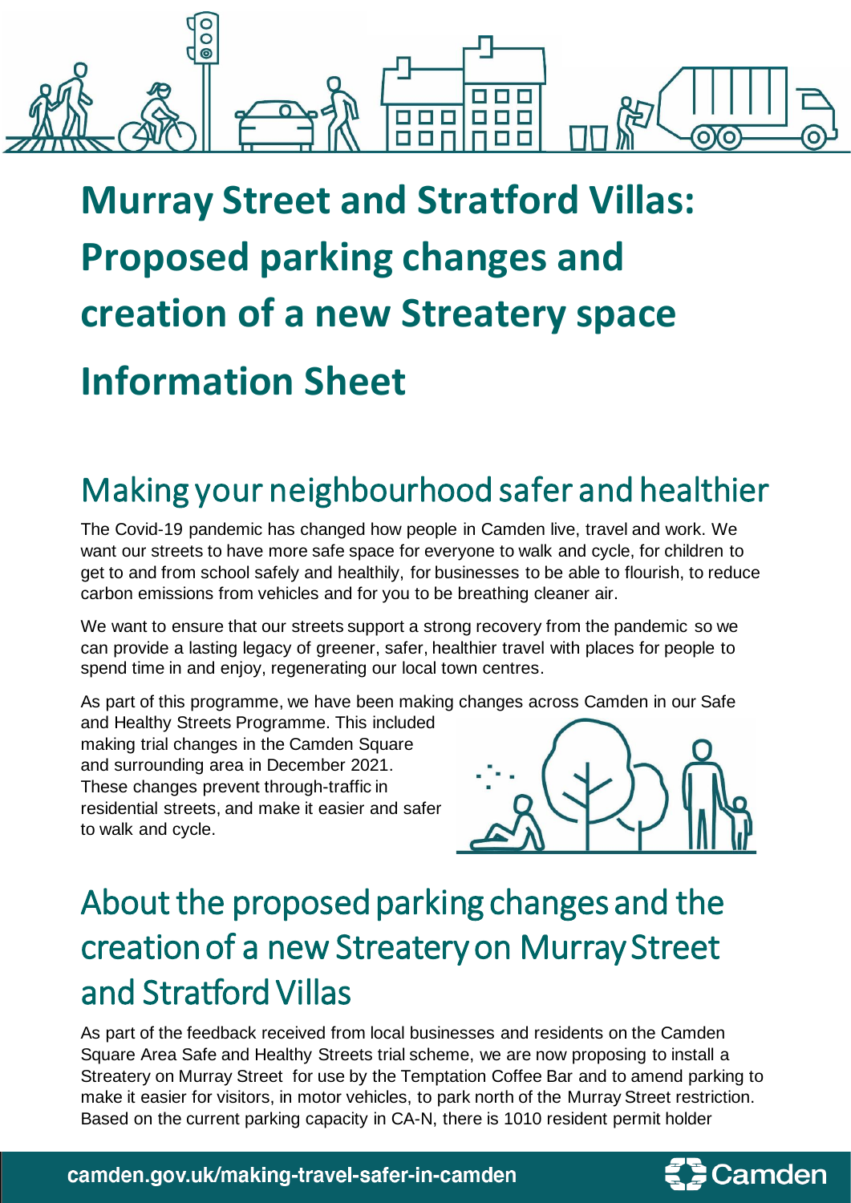# Murray Street and Stratford Villas: Proposed parking changes and creation of a new Streatery space Information Sheet

## Making your neighbourhood safer and healthier

The Covid-19 pandemic has changed how people in Camden live, travel and work. We want our streets to have more safe space for everyone to walk and cycle, for children to get to and from school safely and healthily, for businesses to be able to flourish, to reduce carbon emissions from vehicles and for you to be breathing cleaner air.

We want to ensure that our streets support a strong recovery from the pandemic so we can provide a lasting legacy of greener, safer, healthier travel with places for people to spend time in and enjoy, regenerating our local town centres.

As part of this programme, we have been making changes across Camden in our Safe and Healthy Streets Programme. This included making trial changes in the Camden Square and surrounding area in December 2021. These changes prevent through-traffic in residential streets, and make it easier and safer to walk and cycle.

## About the proposed parking changes and the creation of a new Streatery on Murray Street and Stratford Villas

As part of the feedback received from local businesses and residents on the Camden Square Area Safe and Healthy Streets trial scheme, we are now proposing to install a Streatery on Murray Street for use by the Temptation Coffee Bar and to amend parking to make it easier for visitors, in motor vehicles, to park north of the Murray Street restriction. Based on the current parking capacity in CA-N, there is 1010 resident permit holder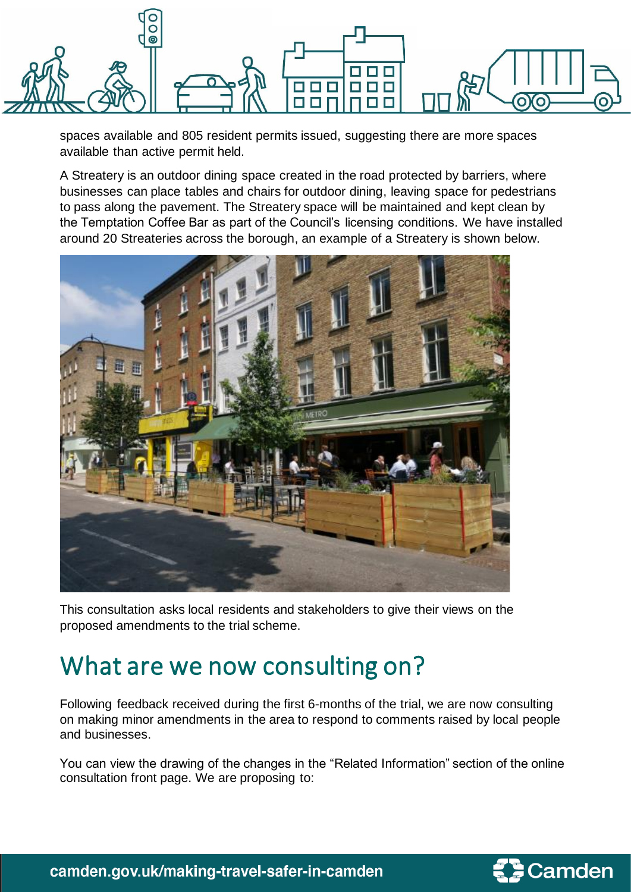spaces available and 805 resident permits issued, suggesting there are more spaces available than active permit held.

A Streatery is an outdoor dining space created in the road protected by barriers, where businesses can place tables and chairs for outdoor dining, leaving space for pedestrians to pass along the pavement. The Streatery space will be maintained and kept clean by the Temptation Coffee Bar as part of the Council's licensing conditions. We have installed around 20 Streateries across the borough, an example of a Streatery is shown below.

This consultation asks local residents and stakeholders to give their views on the proposed amendments to the trial scheme.

# What are we now consulting on?

Following feedback received during the first 6-months of the trial, we are now consulting on making minor amendments in the area to respond to comments raised by local people and businesses.

You can view the drawing of the changes in the "Related Information" section of the online consultation front page. We are proposing to: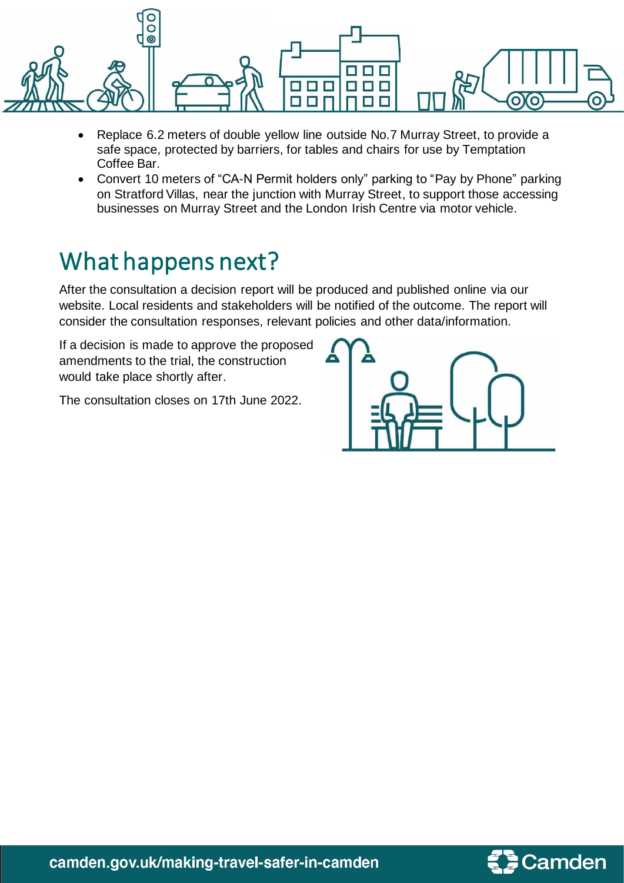- Replace 6.2 meters of double yellow line outside No.7 Murray Street, to provide a safe space, protected by barriers, for tables and chairs for use by Temptation Coffee Bar.
- Convert 10 meters of "CA-N Permit holders only" parking to "Pay by Phone" parking on Stratford Villas, near the junction with Murray Street, to support those accessing businesses on Murray Street and the London Irish Centre via motor vehicle.

# What happens next?

After the consultation a decision report will be produced and published online via our website. Local residents and stakeholders will be notified of the outcome. The report will consider the consultation responses, relevant policies and other data/information.

If a decision is made to approve the proposed amendments to the trial, the construction would take place shortly after.

The consultation closes on 17th June 2022.